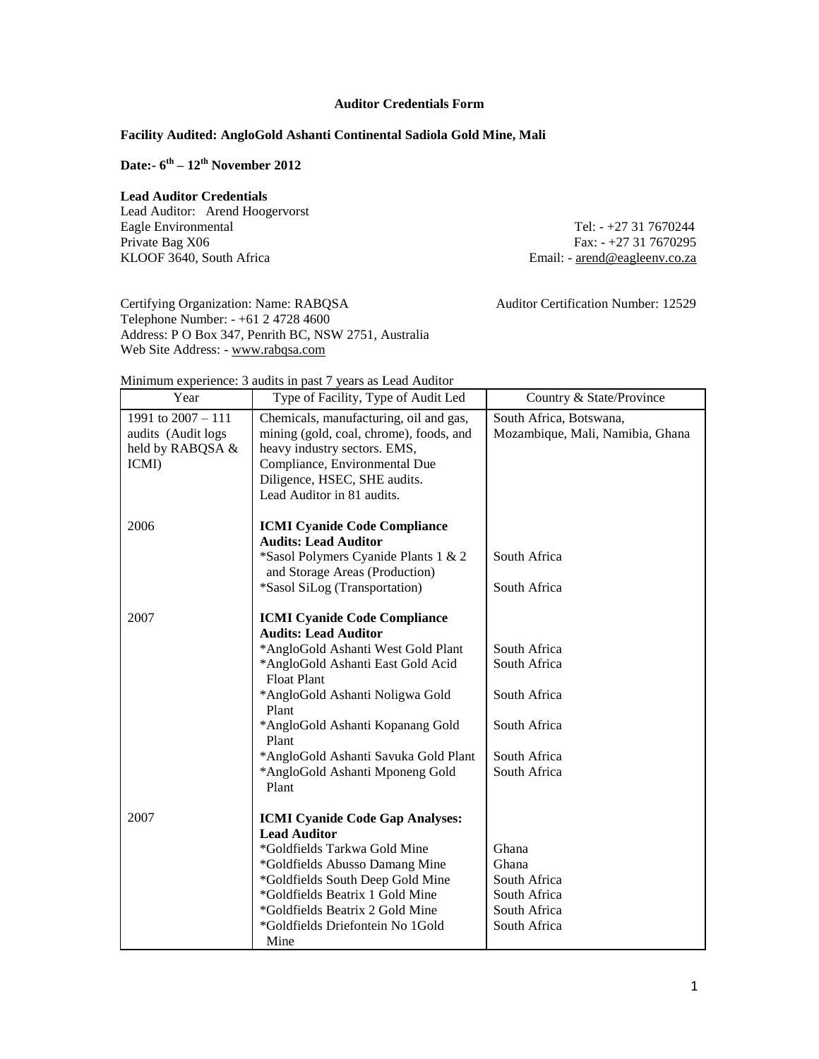**Auditor Credentials Form**

**Facility Audited: AngloGold Ashanti Continental Sadiola Gold Mine, Mali**

**Date:- 6th – 12th November 2012**

**Lead Auditor Credentials**

Lead Auditor: Arend Hoogervorst
Eagle Environmental
Private Bag X06
KLOOF 3640, South Africa

Tel: - +27 31 7670244
Fax: - +27 31 7670295
Email: - arend@eagleenv.co.za

Certifying Organization: Name: RABQSA
Telephone Number: - +61 2 4728 4600
Address: P O Box 347, Penrith BC, NSW 2751, Australia
Web Site Address: - www.rabqsa.com

Auditor Certification Number: 12529

Minimum experience: 3 audits in past 7 years as Lead Auditor

| Year | Type of Facility, Type of Audit Led | Country & State/Province |
|---|---|---|
| 1991 to 2007 – 111 audits (Audit logs held by RABQSA & ICMI) | Chemicals, manufacturing, oil and gas, mining (gold, coal, chrome), foods, and heavy industry sectors. EMS, Compliance, Environmental Due Diligence, HSEC, SHE audits.<br>Lead Auditor in 81 audits. | South Africa, Botswana, Mozambique, Mali, Namibia, Ghana |
| 2006 | **ICMI Cyanide Code Compliance Audits: Lead Auditor**<br>*Sasol Polymers Cyanide Plants 1 & 2 and Storage Areas (Production)<br>*Sasol SiLog (Transportation) | <br>South Africa<br>South Africa |
| 2007 | **ICMI Cyanide Code Compliance Audits: Lead Auditor**<br>*AngloGold Ashanti West Gold Plant<br>*AngloGold Ashanti East Gold Acid Float Plant<br>*AngloGold Ashanti Noligwa Gold Plant<br>*AngloGold Ashanti Kopanang Gold Plant<br>*AngloGold Ashanti Savuka Gold Plant<br>*AngloGold Ashanti Mponeng Gold Plant | <br>South Africa<br>South Africa<br>South Africa<br>South Africa<br>South Africa<br>South Africa |
| 2007 | **ICMI Cyanide Code Gap Analyses: Lead Auditor**<br>*Goldfields Tarkwa Gold Mine<br>*Goldfields Abusso Damang Mine<br>*Goldfields South Deep Gold Mine<br>*Goldfields Beatrix 1 Gold Mine<br>*Goldfields Beatrix 2 Gold Mine<br>*Goldfields Driefontein No 1Gold Mine | <br>Ghana<br>Ghana<br>South Africa<br>South Africa<br>South Africa<br>South Africa |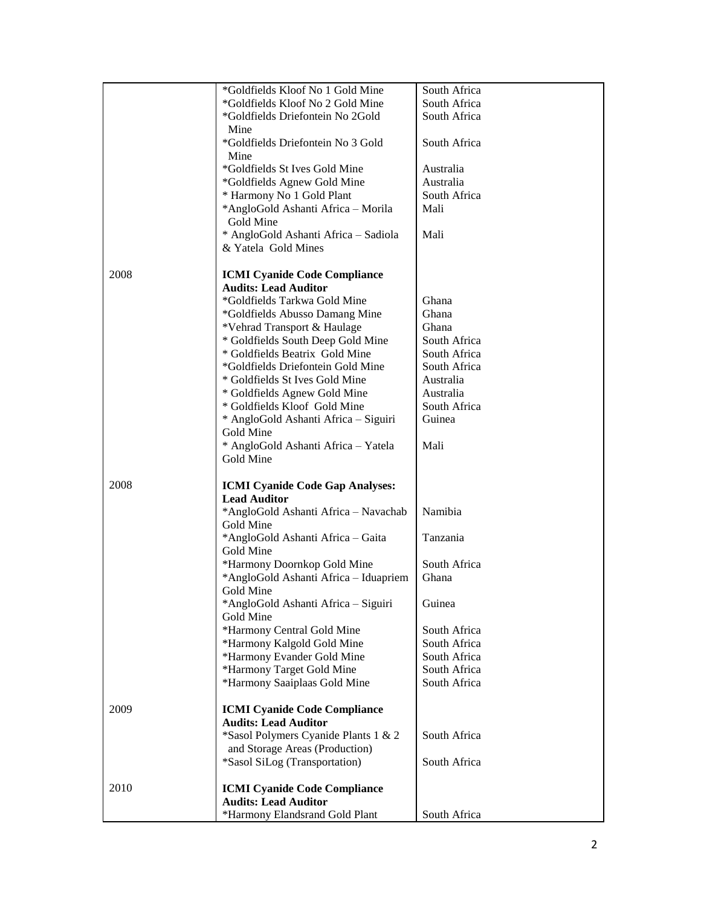|  |  |  |
|---|---|---|
|  | *Goldfields Kloof No 1 Gold Mine | South Africa |
|  | *Goldfields Kloof No 2 Gold Mine | South Africa |
|  | *Goldfields Driefontein No 2Gold Mine | South Africa |
|  | *Goldfields Driefontein No 3 Gold Mine | South Africa |
|  | *Goldfields St Ives Gold Mine | Australia |
|  | *Goldfields Agnew Gold Mine | Australia |
|  | * Harmony No 1 Gold Plant | South Africa |
|  | *AngloGold Ashanti Africa – Morila Gold Mine | Mali |
|  | * AngloGold Ashanti Africa – Sadiola & Yatela Gold Mines | Mali |
| 2008 | **ICMI Cyanide Code Compliance Audits: Lead Auditor** |  |
|  | *Goldfields Tarkwa Gold Mine | Ghana |
|  | *Goldfields Abusso Damang Mine | Ghana |
|  | *Vehrad Transport & Haulage | Ghana |
|  | * Goldfields South Deep Gold Mine | South Africa |
|  | * Goldfields Beatrix Gold Mine | South Africa |
|  | *Goldfields Driefontein Gold Mine | South Africa |
|  | * Goldfields St Ives Gold Mine | Australia |
|  | * Goldfields Agnew Gold Mine | Australia |
|  | * Goldfields Kloof Gold Mine | South Africa |
|  | * AngloGold Ashanti Africa – Siguiri Gold Mine | Guinea |
|  | * AngloGold Ashanti Africa – Yatela Gold Mine | Mali |
| 2008 | **ICMI Cyanide Code Gap Analyses: Lead Auditor** |  |
|  | *AngloGold Ashanti Africa – Navachab Gold Mine | Namibia |
|  | *AngloGold Ashanti Africa – Gaita Gold Mine | Tanzania |
|  | *Harmony Doornkop Gold Mine | South Africa |
|  | *AngloGold Ashanti Africa – Iduapriem Gold Mine | Ghana |
|  | *AngloGold Ashanti Africa – Siguiri Gold Mine | Guinea |
|  | *Harmony Central Gold Mine | South Africa |
|  | *Harmony Kalgold Gold Mine | South Africa |
|  | *Harmony Evander Gold Mine | South Africa |
|  | *Harmony Target Gold Mine | South Africa |
|  | *Harmony Saaiplaas Gold Mine | South Africa |
| 2009 | **ICMI Cyanide Code Compliance Audits: Lead Auditor** |  |
|  | *Sasol Polymers Cyanide Plants 1 & 2 and Storage Areas (Production) | South Africa |
|  | *Sasol SiLog (Transportation) | South Africa |
| 2010 | **ICMI Cyanide Code Compliance Audits: Lead Auditor** |  |
|  | *Harmony Elandsrand Gold Plant | South Africa |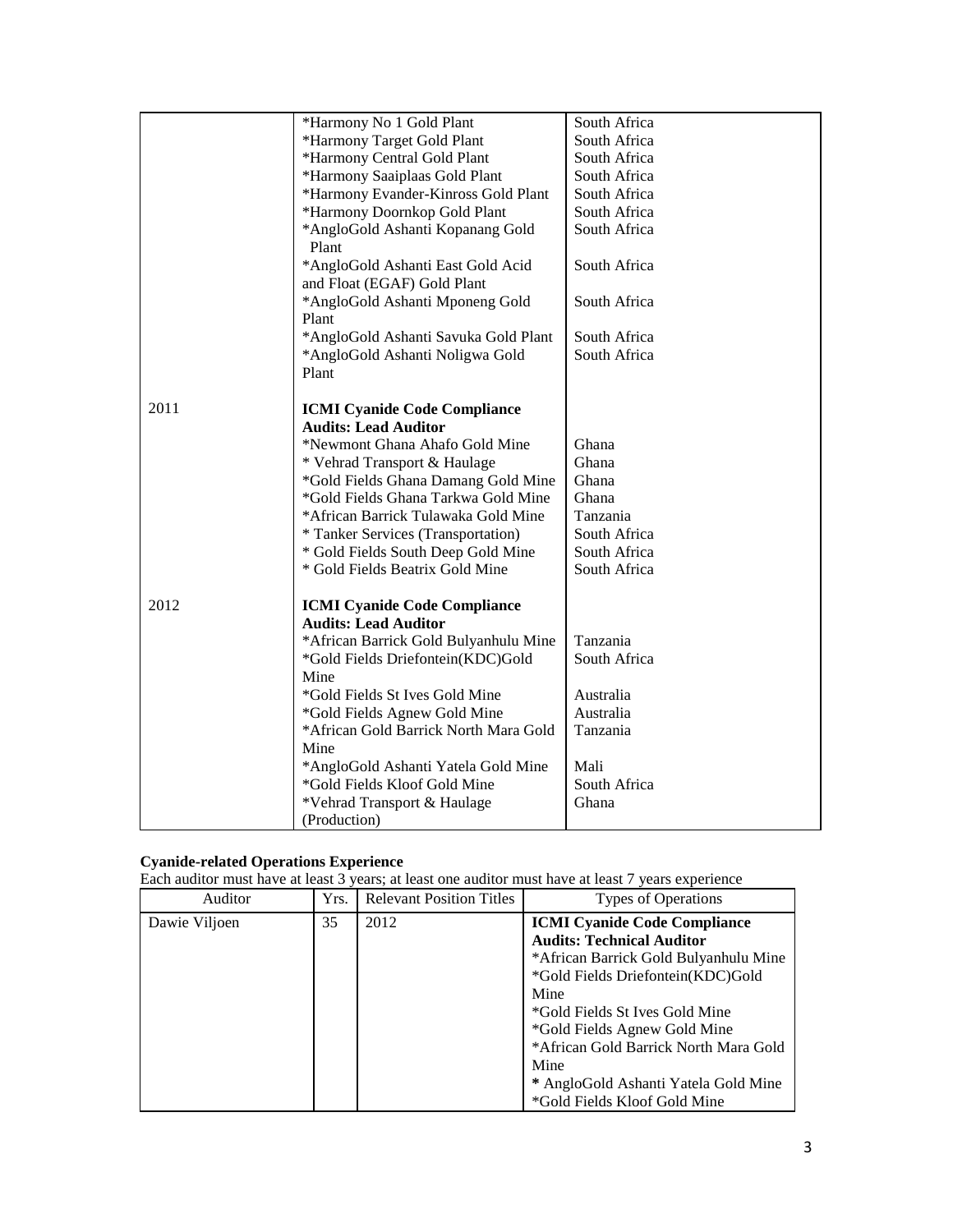| | | |
|---|---|---|
| | *Harmony No 1 Gold Plant | South Africa |
| | *Harmony Target Gold Plant | South Africa |
| | *Harmony Central Gold Plant | South Africa |
| | *Harmony Saaiplaas Gold Plant | South Africa |
| | *Harmony Evander-Kinross Gold Plant | South Africa |
| | *Harmony Doornkop Gold Plant | South Africa |
| | *AngloGold Ashanti Kopanang Gold Plant | South Africa |
| | *AngloGold Ashanti East Gold Acid and Float (EGAF) Gold Plant | South Africa |
| | *AngloGold Ashanti Mponeng Gold Plant | South Africa |
| | *AngloGold Ashanti Savuka Gold Plant | South Africa |
| | *AngloGold Ashanti Noligwa Gold Plant | South Africa |
| 2011 | **ICMI Cyanide Code Compliance Audits: Lead Auditor** | |
| | *Newmont Ghana Ahafo Gold Mine | Ghana |
| | * Vehrad Transport & Haulage | Ghana |
| | *Gold Fields Ghana Damang Gold Mine | Ghana |
| | *Gold Fields Ghana Tarkwa Gold Mine | Ghana |
| | *African Barrick Tulawaka Gold Mine | Tanzania |
| | * Tanker Services (Transportation) | South Africa |
| | * Gold Fields South Deep Gold Mine | South Africa |
| | * Gold Fields Beatrix Gold Mine | South Africa |
| 2012 | **ICMI Cyanide Code Compliance Audits: Lead Auditor** | |
| | *African Barrick Gold Bulyanhulu Mine | Tanzania |
| | *Gold Fields Driefontein(KDC)Gold Mine | South Africa |
| | *Gold Fields St Ives Gold Mine | Australia |
| | *Gold Fields Agnew Gold Mine | Australia |
| | *African Gold Barrick North Mara Gold Mine | Tanzania |
| | *AngloGold Ashanti Yatela Gold Mine | Mali |
| | *Gold Fields Kloof Gold Mine | South Africa |
| | *Vehrad Transport & Haulage (Production) | Ghana |

**Cyanide-related Operations Experience**

Each auditor must have at least 3 years; at least one auditor must have at least 7 years experience

| Auditor | Yrs. | Relevant Position Titles | Types of Operations |
|---|---|---|---|
| Dawie Viljoen | 35 | 2012 | **ICMI Cyanide Code Compliance Audits: Technical Auditor**<br>*African Barrick Gold Bulyanhulu Mine<br>*Gold Fields Driefontein(KDC)Gold Mine<br>*Gold Fields St Ives Gold Mine<br>*Gold Fields Agnew Gold Mine<br>*African Gold Barrick North Mara Gold Mine<br>* AngloGold Ashanti Yatela Gold Mine<br>*Gold Fields Kloof Gold Mine |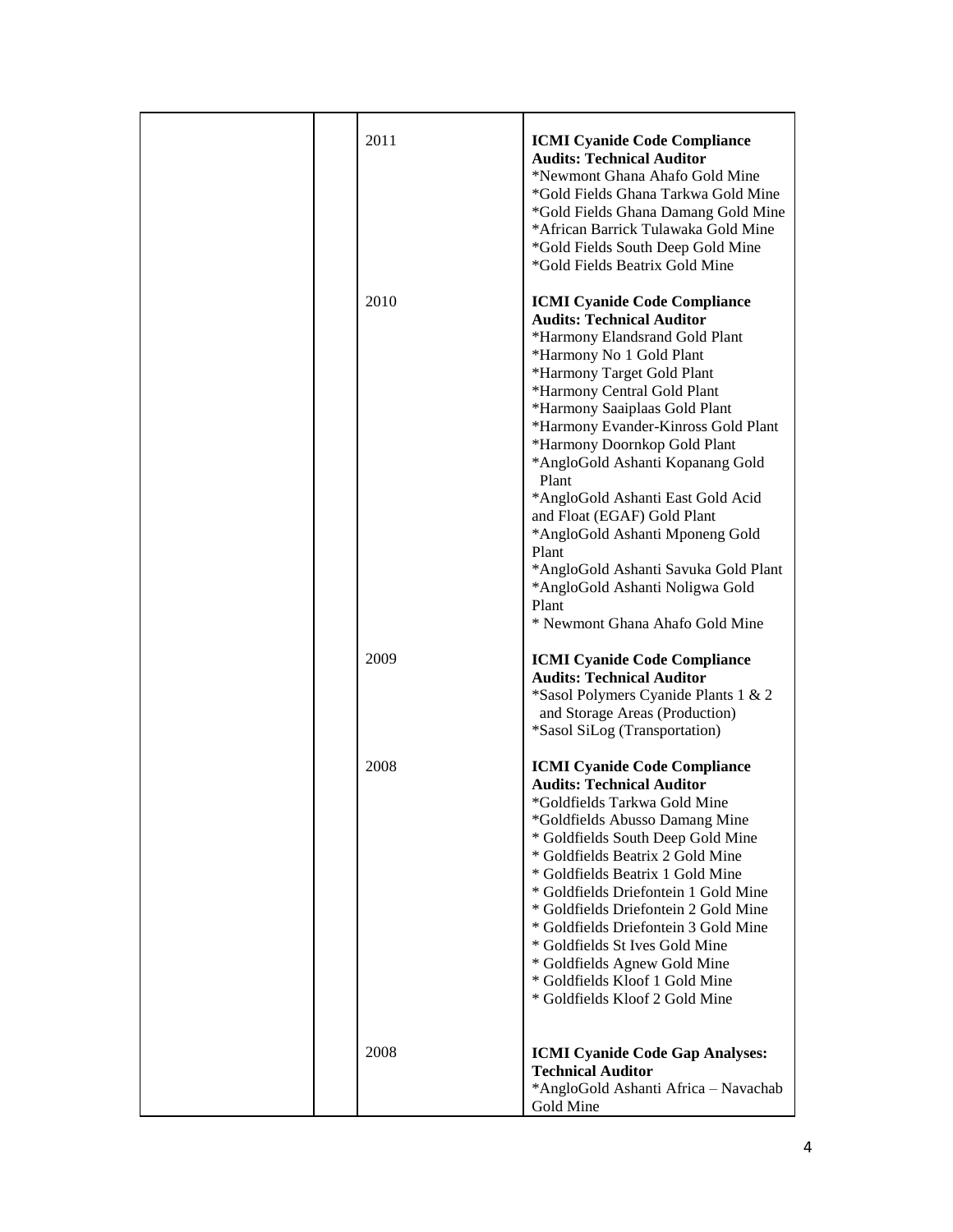| | | | |
|---|---|---|---|
| | | 2011 | **ICMI Cyanide Code Compliance Audits: Technical Auditor**<br>*Newmont Ghana Ahafo Gold Mine<br>*Gold Fields Ghana Tarkwa Gold Mine<br>*Gold Fields Ghana Damang Gold Mine<br>*African Barrick Tulawaka Gold Mine<br>*Gold Fields South Deep Gold Mine<br>*Gold Fields Beatrix Gold Mine |
| | | 2010 | **ICMI Cyanide Code Compliance Audits: Technical Auditor**<br>*Harmony Elandsrand Gold Plant<br>*Harmony No 1 Gold Plant<br>*Harmony Target Gold Plant<br>*Harmony Central Gold Plant<br>*Harmony Saaiplaas Gold Plant<br>*Harmony Evander-Kinross Gold Plant<br>*Harmony Doornkop Gold Plant<br>*AngloGold Ashanti Kopanang Gold Plant<br>*AngloGold Ashanti East Gold Acid and Float (EGAF) Gold Plant<br>*AngloGold Ashanti Mponeng Gold Plant<br>*AngloGold Ashanti Savuka Gold Plant<br>*AngloGold Ashanti Noligwa Gold Plant<br>* Newmont Ghana Ahafo Gold Mine |
| | | 2009 | **ICMI Cyanide Code Compliance Audits: Technical Auditor**<br>*Sasol Polymers Cyanide Plants 1 & 2 and Storage Areas (Production)<br>*Sasol SiLog (Transportation) |
| | | 2008 | **ICMI Cyanide Code Compliance Audits: Technical Auditor**<br>*Goldfields Tarkwa Gold Mine<br>*Goldfields Abusso Damang Mine<br>* Goldfields South Deep Gold Mine<br>* Goldfields Beatrix 2 Gold Mine<br>* Goldfields Beatrix 1 Gold Mine<br>* Goldfields Driefontein 1 Gold Mine<br>* Goldfields Driefontein 2 Gold Mine<br>* Goldfields Driefontein 3 Gold Mine<br>* Goldfields St Ives Gold Mine<br>* Goldfields Agnew Gold Mine<br>* Goldfields Kloof 1 Gold Mine<br>* Goldfields Kloof 2 Gold Mine |
| | | 2008 | **ICMI Cyanide Code Gap Analyses: Technical Auditor**<br>*AngloGold Ashanti Africa – Navachab Gold Mine |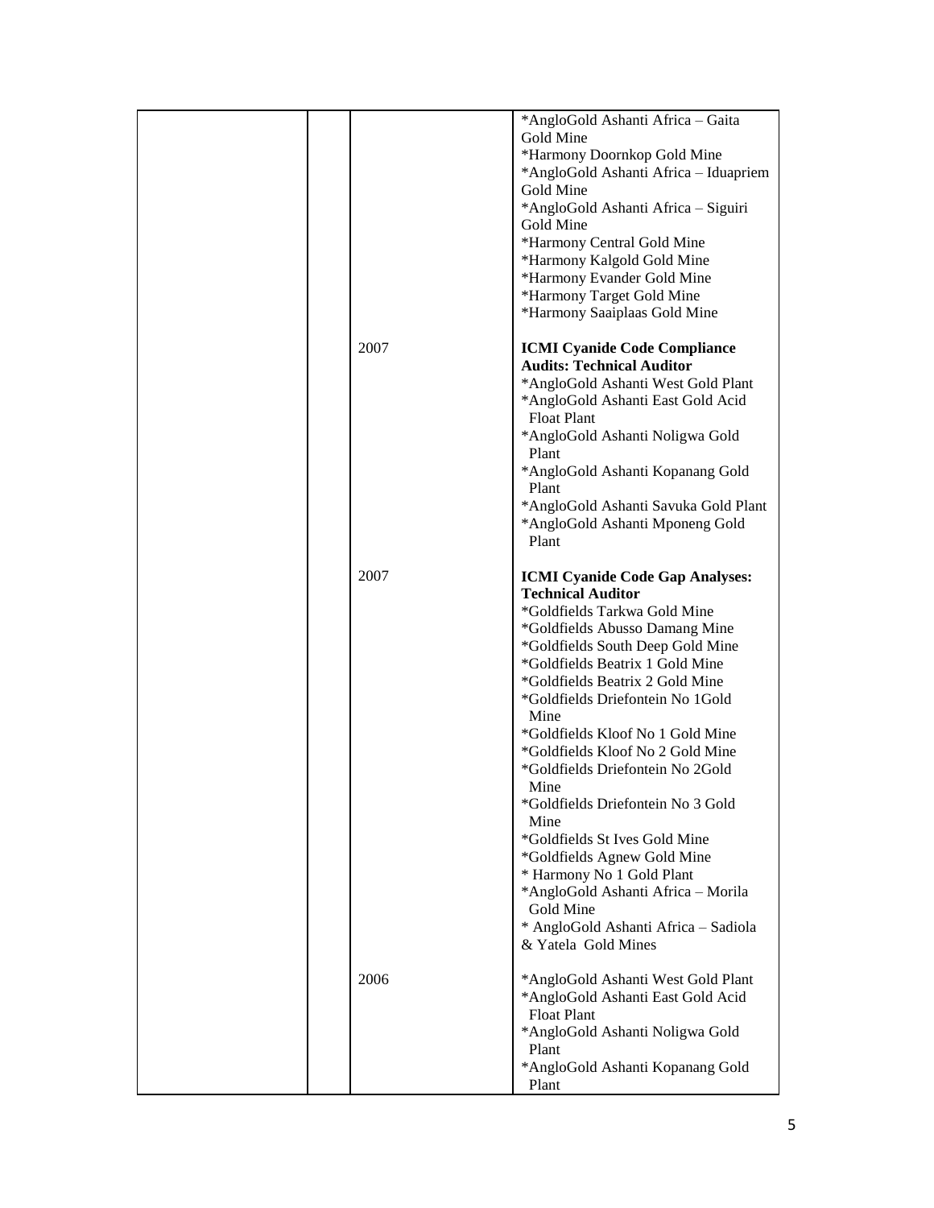| | | | |
|---|---|---|---|
| | | | *AngloGold Ashanti Africa – Gaita Gold Mine<br>*Harmony Doornkop Gold Mine<br>*AngloGold Ashanti Africa – Iduapriem Gold Mine<br>*AngloGold Ashanti Africa – Siguiri Gold Mine<br>*Harmony Central Gold Mine<br>*Harmony Kalgold Gold Mine<br>*Harmony Evander Gold Mine<br>*Harmony Target Gold Mine<br>*Harmony Saaiplaas Gold Mine |
| | | 2007 | **ICMI Cyanide Code Compliance Audits: Technical Auditor**<br>*AngloGold Ashanti West Gold Plant<br>*AngloGold Ashanti East Gold Acid Float Plant<br>*AngloGold Ashanti Noligwa Gold Plant<br>*AngloGold Ashanti Kopanang Gold Plant<br>*AngloGold Ashanti Savuka Gold Plant<br>*AngloGold Ashanti Mponeng Gold Plant |
| | | 2007 | **ICMI Cyanide Code Gap Analyses: Technical Auditor**<br>*Goldfields Tarkwa Gold Mine<br>*Goldfields Abusso Damang Mine<br>*Goldfields South Deep Gold Mine<br>*Goldfields Beatrix 1 Gold Mine<br>*Goldfields Beatrix 2 Gold Mine<br>*Goldfields Driefontein No 1Gold Mine<br>*Goldfields Kloof No 1 Gold Mine<br>*Goldfields Kloof No 2 Gold Mine<br>*Goldfields Driefontein No 2Gold Mine<br>*Goldfields Driefontein No 3 Gold Mine<br>*Goldfields St Ives Gold Mine<br>*Goldfields Agnew Gold Mine<br>* Harmony No 1 Gold Plant<br>*AngloGold Ashanti Africa – Morila Gold Mine<br>* AngloGold Ashanti Africa – Sadiola & Yatela Gold Mines |
| | | 2006 | *AngloGold Ashanti West Gold Plant<br>*AngloGold Ashanti East Gold Acid Float Plant<br>*AngloGold Ashanti Noligwa Gold Plant<br>*AngloGold Ashanti Kopanang Gold Plant |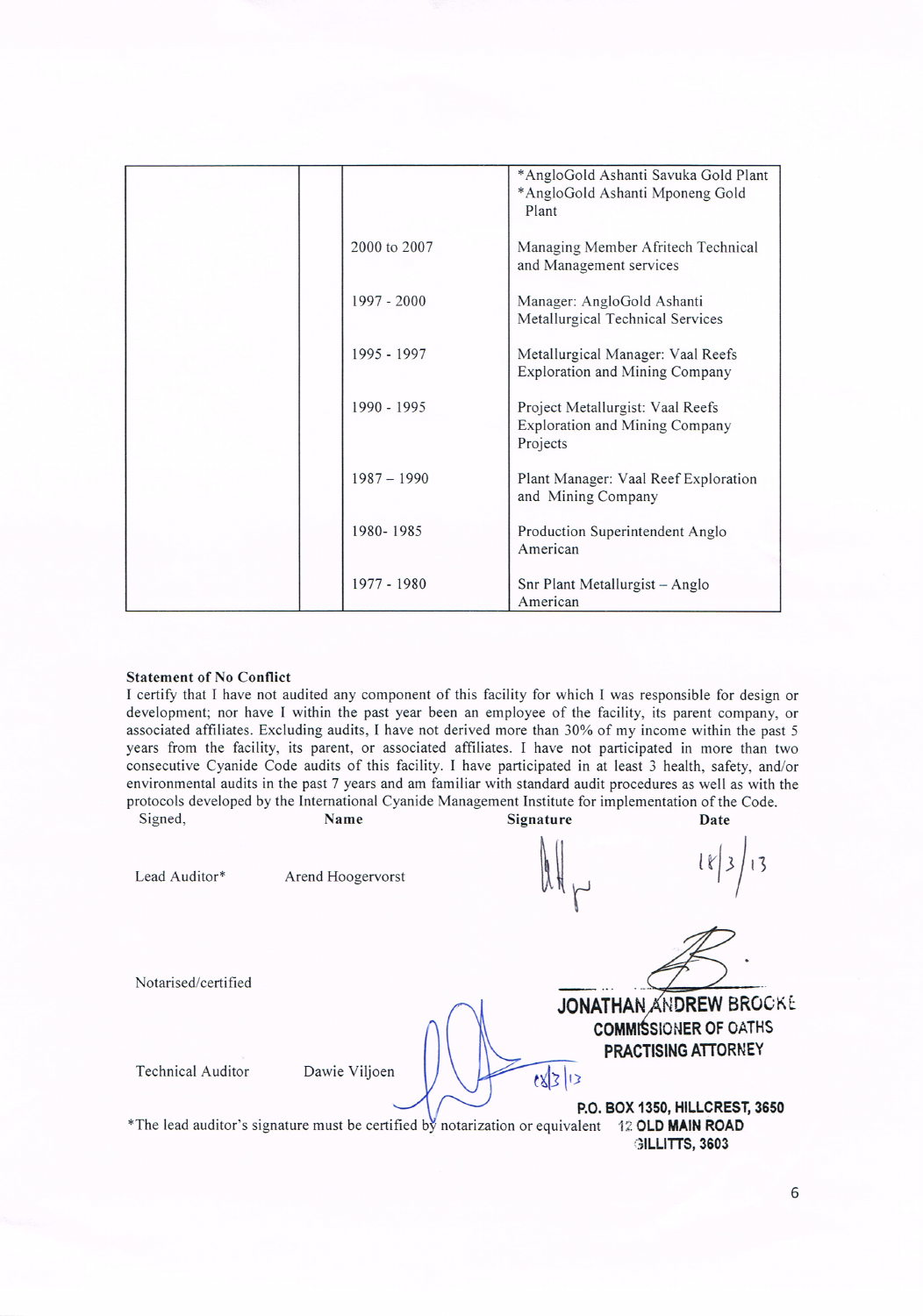| | | | |
|---|---|---|---|
| | | | *AngloGold Ashanti Savuka Gold Plant *AngloGold Ashanti Mponeng Gold Plant |
| | | 2000 to 2007 | Managing Member Afritech Technical and Management services |
| | | 1997 - 2000 | Manager: AngloGold Ashanti Metallurgical Technical Services |
| | | 1995 - 1997 | Metallurgical Manager: Vaal Reefs Exploration and Mining Company |
| | | 1990 - 1995 | Project Metallurgist: Vaal Reefs Exploration and Mining Company Projects |
| | | 1987 – 1990 | Plant Manager: Vaal Reef Exploration and Mining Company |
| | | 1980- 1985 | Production Superintendent Anglo American |
| | | 1977 - 1980 | Snr Plant Metallurgist – Anglo American |

**Statement of No Conflict**

I certify that I have not audited any component of this facility for which I was responsible for design or development; nor have I within the past year been an employee of the facility, its parent company, or associated affiliates. Excluding audits, I have not derived more than 30% of my income within the past 5 years from the facility, its parent, or associated affiliates. I have not participated in more than two consecutive Cyanide Code audits of this facility. I have participated in at least 3 health, safety, and/or environmental audits in the past 7 years and am familiar with standard audit procedures as well as with the protocols developed by the International Cyanide Management Institute for implementation of the Code.

| Signed, | Name | Signature | Date |
|---|---|---|---|
| Lead Auditor* | Arend Hoogervorst | [signature] | 18/3/13 |
| Notarised/certified | | [signature] JONATHAN ANDREW BROCKE COMMISSIONER OF OATHS PRACTISING ATTORNEY P.O. BOX 1350, HILLCREST, 3650 12 OLD MAIN ROAD GILLITTS, 3603 | |
| Technical Auditor | Dawie Viljoen | [signature] | 18/3/13 |

*The lead auditor's signature must be certified by notarization or equivalent